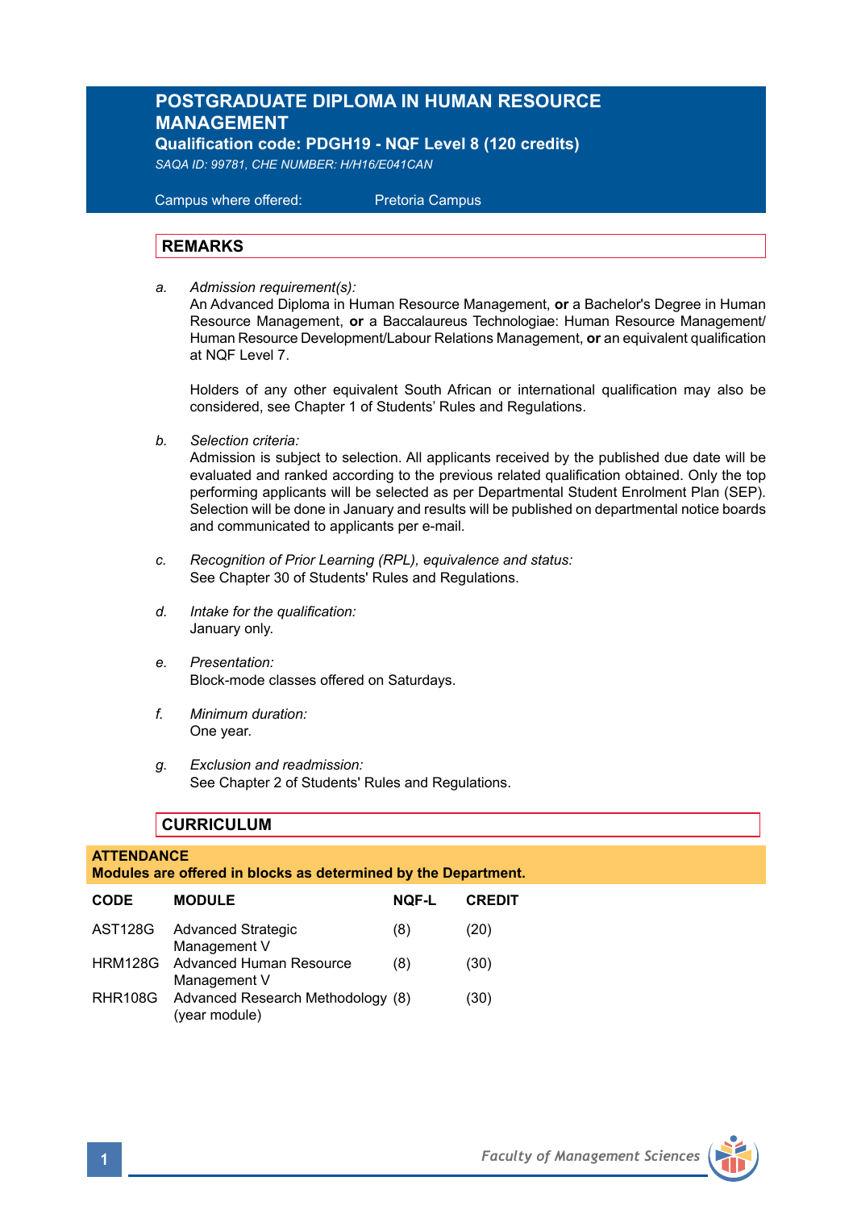# POSTGRADUATE DIPLOMA IN HUMAN RESOURCE MANAGEMENT

**Qualification code: PDGH19 - NQF Level 8 (120 credits)**

*SAQA ID: 99781, CHE NUMBER: H/H16/E041CAN*

Campus where offered: Pretoria Campus

## REMARKS

a. *Admission requirement(s):*
An Advanced Diploma in Human Resource Management, **or** a Bachelor's Degree in Human Resource Management, **or** a Baccalaureus Technologiae: Human Resource Management/ Human Resource Development/Labour Relations Management, **or** an equivalent qualification at NQF Level 7.

Holders of any other equivalent South African or international qualification may also be considered, see Chapter 1 of Students' Rules and Regulations.

b. *Selection criteria:*
Admission is subject to selection. All applicants received by the published due date will be evaluated and ranked according to the previous related qualification obtained. Only the top performing applicants will be selected as per Departmental Student Enrolment Plan (SEP). Selection will be done in January and results will be published on departmental notice boards and communicated to applicants per e-mail.

c. *Recognition of Prior Learning (RPL), equivalence and status:*
See Chapter 30 of Students' Rules and Regulations.

d. *Intake for the qualification:*
January only.

e. *Presentation:*
Block-mode classes offered on Saturdays.

f. *Minimum duration:*
One year.

g. *Exclusion and readmission:*
See Chapter 2 of Students' Rules and Regulations.

## CURRICULUM

**ATTENDANCE**
**Modules are offered in blocks as determined by the Department.**

| CODE | MODULE | NQF-L | CREDIT |
|---|---|---|---|
| AST128G | Advanced Strategic Management V | (8) | (20) |
| HRM128G | Advanced Human Resource Management V | (8) | (30) |
| RHR108G | Advanced Research Methodology (year module) | (8) | (30) |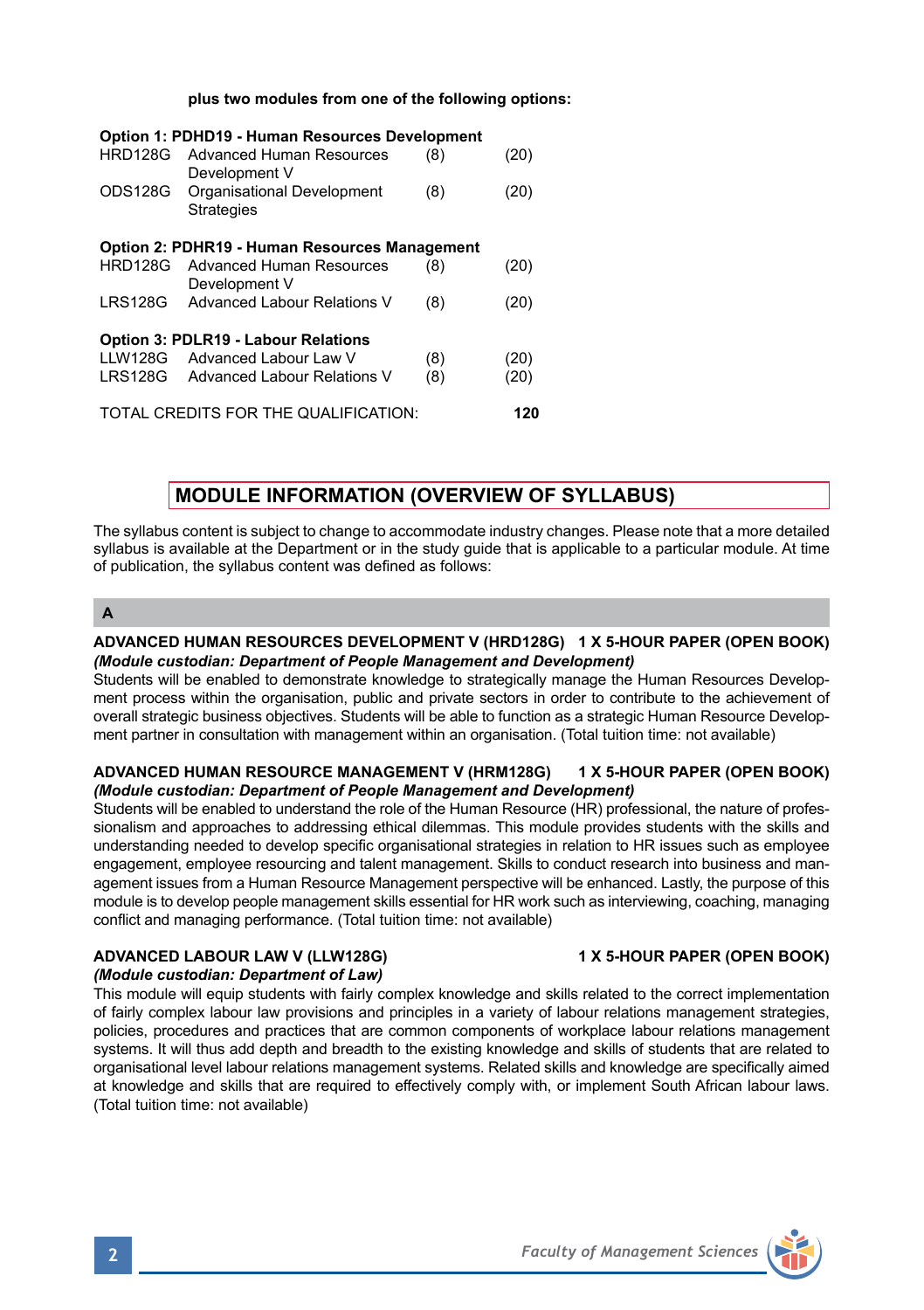**plus two modules from one of the following options:**

| | | | |
|---|---|---|---|
| **Option 1: PDHD19 - Human Resources Development** | | | |
| HRD128G | Advanced Human Resources Development V | (8) | (20) |
| ODS128G | Organisational Development Strategies | (8) | (20) |
| **Option 2: PDHR19 - Human Resources Management** | | | |
| HRD128G | Advanced Human Resources Development V | (8) | (20) |
| LRS128G | Advanced Labour Relations V | (8) | (20) |
| **Option 3: PDLR19 - Labour Relations** | | | |
| LLW128G | Advanced Labour Law V | (8) | (20) |
| LRS128G | Advanced Labour Relations V | (8) | (20) |
| TOTAL CREDITS FOR THE QUALIFICATION: | | | **120** |

## MODULE INFORMATION (OVERVIEW OF SYLLABUS)

The syllabus content is subject to change to accommodate industry changes. Please note that a more detailed syllabus is available at the Department or in the study guide that is applicable to a particular module. At time of publication, the syllabus content was defined as follows:

### A

**ADVANCED HUMAN RESOURCES DEVELOPMENT V (HRD128G) 1 X 5-HOUR PAPER (OPEN BOOK)**
***(Module custodian: Department of People Management and Development)***
Students will be enabled to demonstrate knowledge to strategically manage the Human Resources Development process within the organisation, public and private sectors in order to contribute to the achievement of overall strategic business objectives. Students will be able to function as a strategic Human Resource Development partner in consultation with management within an organisation. (Total tuition time: not available)

**ADVANCED HUMAN RESOURCE MANAGEMENT V (HRM128G) 1 X 5-HOUR PAPER (OPEN BOOK)**
***(Module custodian: Department of People Management and Development)***
Students will be enabled to understand the role of the Human Resource (HR) professional, the nature of professionalism and approaches to addressing ethical dilemmas. This module provides students with the skills and understanding needed to develop specific organisational strategies in relation to HR issues such as employee engagement, employee resourcing and talent management. Skills to conduct research into business and management issues from a Human Resource Management perspective will be enhanced. Lastly, the purpose of this module is to develop people management skills essential for HR work such as interviewing, coaching, managing conflict and managing performance. (Total tuition time: not available)

**ADVANCED LABOUR LAW V (LLW128G) 1 X 5-HOUR PAPER (OPEN BOOK)**
***(Module custodian: Department of Law)***
This module will equip students with fairly complex knowledge and skills related to the correct implementation of fairly complex labour law provisions and principles in a variety of labour relations management strategies, policies, procedures and practices that are common components of workplace labour relations management systems. It will thus add depth and breadth to the existing knowledge and skills of students that are related to organisational level labour relations management systems. Related skills and knowledge are specifically aimed at knowledge and skills that are required to effectively comply with, or implement South African labour laws. (Total tuition time: not available)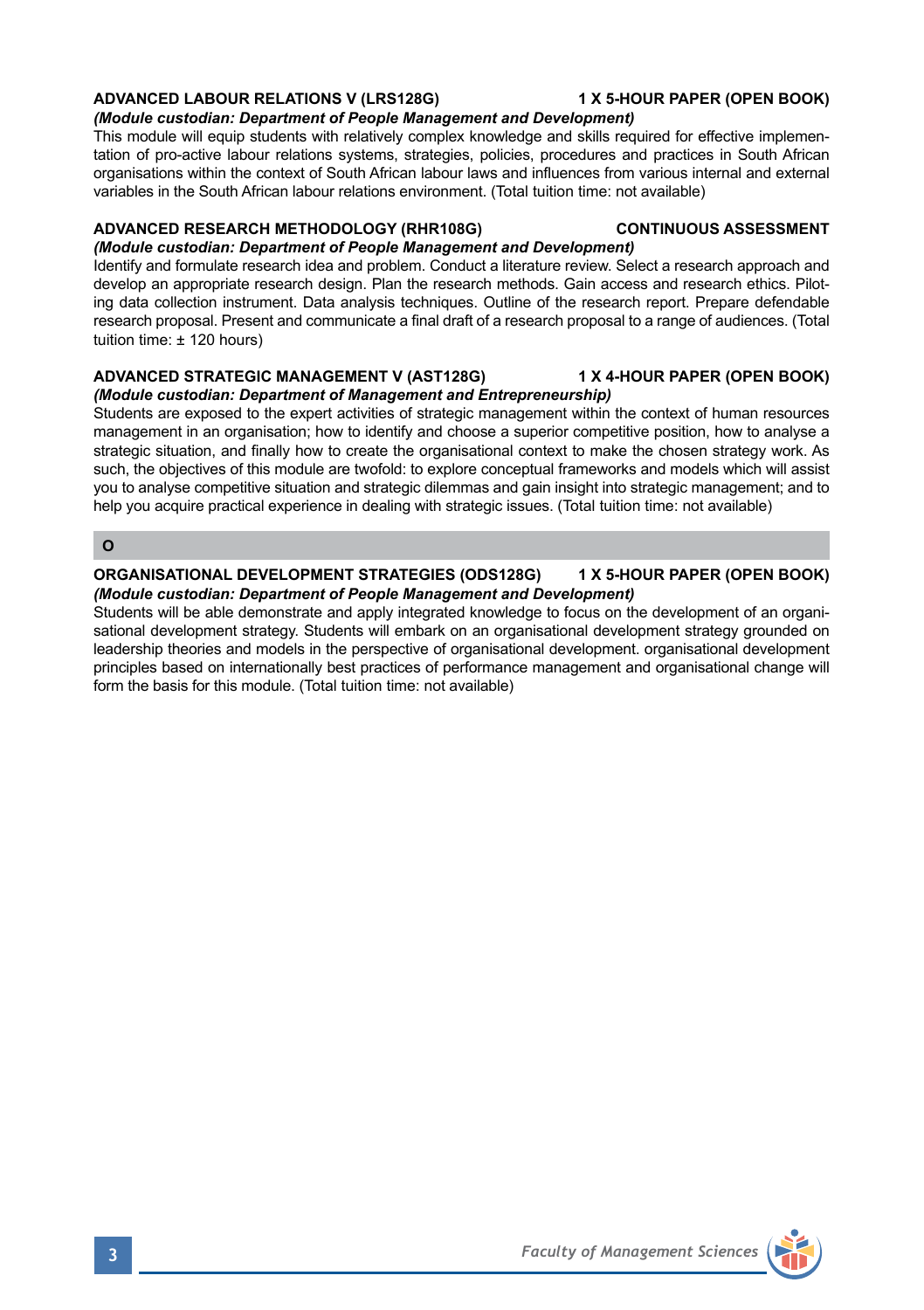### ADVANCED LABOUR RELATIONS V (LRS128G) — 1 X 5-HOUR PAPER (OPEN BOOK)

***(Module custodian: Department of People Management and Development)***

This module will equip students with relatively complex knowledge and skills required for effective implementation of pro-active labour relations systems, strategies, policies, procedures and practices in South African organisations within the context of South African labour laws and influences from various internal and external variables in the South African labour relations environment. (Total tuition time: not available)

### ADVANCED RESEARCH METHODOLOGY (RHR108G) — CONTINUOUS ASSESSMENT

***(Module custodian: Department of People Management and Development)***

Identify and formulate research idea and problem. Conduct a literature review. Select a research approach and develop an appropriate research design. Plan the research methods. Gain access and research ethics. Piloting data collection instrument. Data analysis techniques. Outline of the research report. Prepare defendable research proposal. Present and communicate a final draft of a research proposal to a range of audiences. (Total tuition time: ± 120 hours)

### ADVANCED STRATEGIC MANAGEMENT V (AST128G) — 1 X 4-HOUR PAPER (OPEN BOOK)

***(Module custodian: Department of Management and Entrepreneurship)***

Students are exposed to the expert activities of strategic management within the context of human resources management in an organisation; how to identify and choose a superior competitive position, how to analyse a strategic situation, and finally how to create the organisational context to make the chosen strategy work. As such, the objectives of this module are twofold: to explore conceptual frameworks and models which will assist you to analyse competitive situation and strategic dilemmas and gain insight into strategic management; and to help you acquire practical experience in dealing with strategic issues. (Total tuition time: not available)

## O

### ORGANISATIONAL DEVELOPMENT STRATEGIES (ODS128G) — 1 X 5-HOUR PAPER (OPEN BOOK)

***(Module custodian: Department of People Management and Development)***

Students will be able demonstrate and apply integrated knowledge to focus on the development of an organisational development strategy. Students will embark on an organisational development strategy grounded on leadership theories and models in the perspective of organisational development. organisational development principles based on internationally best practices of performance management and organisational change will form the basis for this module. (Total tuition time: not available)